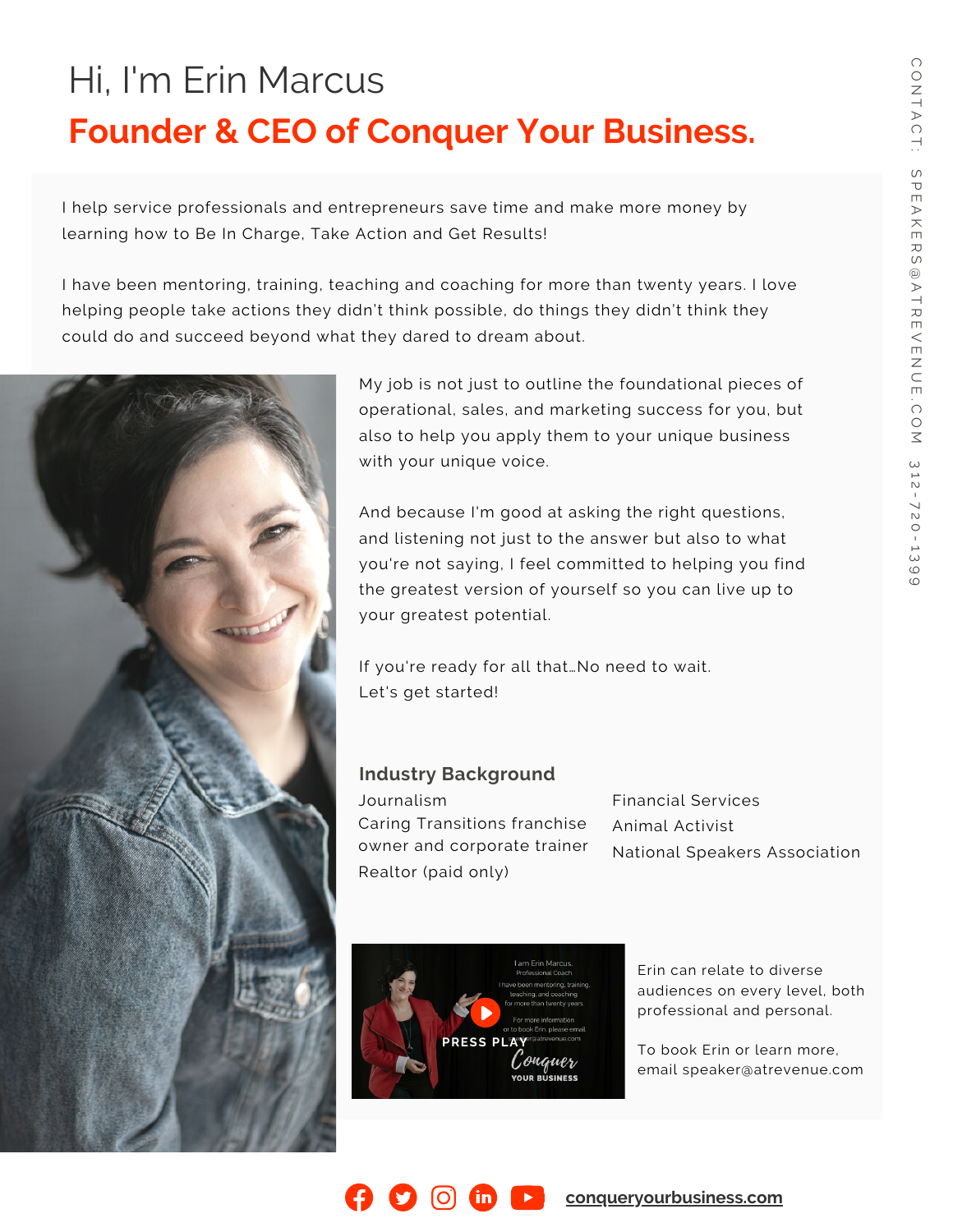# Hi, I'm Erin Marcus

## Founder & CEO of Conquer Your Business.

I help service professionals and entrepreneurs save time and make more money by learning how to Be In Charge, Take Action and Get Results!

I have been mentoring, training, teaching and coaching for more than twenty years. I love helping people take actions they didn't think possible, do things they didn't think they could do and succeed beyond what they dared to dream about.

My job is not just to outline the foundational pieces of operational, sales, and marketing success for you, but also to help you apply them to your unique business with your unique voice.

And because I'm good at asking the right questions, and listening not just to the answer but also to what you're not saying, I feel committed to helping you find the greatest version of yourself so you can live up to your greatest potential.

If you're ready for all that…No need to wait.
Let's get started!

### Industry Background

Journalism
Caring Transitions franchise owner and corporate trainer
Realtor (paid only)
Financial Services
Animal Activist
National Speakers Association

Erin can relate to diverse audiences on every level, both professional and personal.

To book Erin or learn more, email speaker@atrevenue.com

CONTACT: SPEAKERS@ATREVENUE.COM 312-720-1399

conqueryourbusiness.com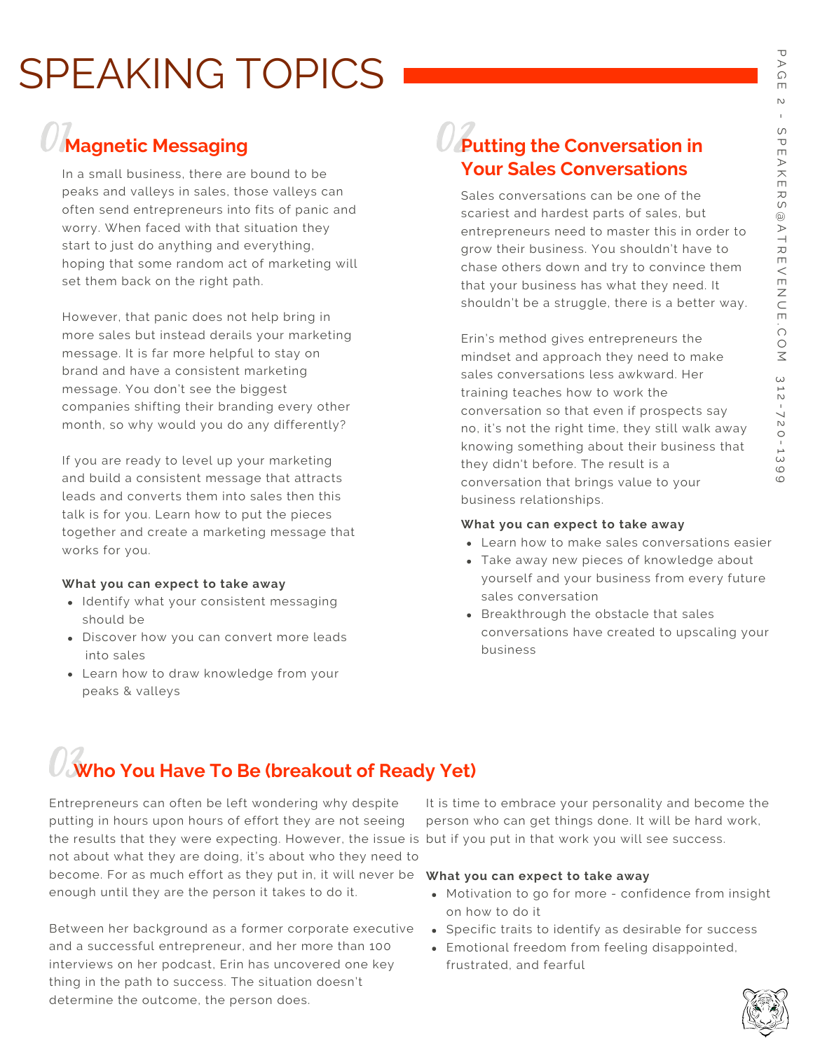# SPEAKING TOPICS

## 01 Magnetic Messaging

In a small business, there are bound to be peaks and valleys in sales, those valleys can often send entrepreneurs into fits of panic and worry. When faced with that situation they start to just do anything and everything, hoping that some random act of marketing will set them back on the right path.

However, that panic does not help bring in more sales but instead derails your marketing message. It is far more helpful to stay on brand and have a consistent marketing message. You don't see the biggest companies shifting their branding every other month, so why would you do any differently?

If you are ready to level up your marketing and build a consistent message that attracts leads and converts them into sales then this talk is for you. Learn how to put the pieces together and create a marketing message that works for you.

**What you can expect to take away**

- Identify what your consistent messaging should be
- Discover how you can convert more leads into sales
- Learn how to draw knowledge from your peaks & valleys

## 02 Putting the Conversation in Your Sales Conversations

Sales conversations can be one of the scariest and hardest parts of sales, but entrepreneurs need to master this in order to grow their business. You shouldn't have to chase others down and try to convince them that your business has what they need. It shouldn't be a struggle, there is a better way.

Erin's method gives entrepreneurs the mindset and approach they need to make sales conversations less awkward. Her training teaches how to work the conversation so that even if prospects say no, it's not the right time, they still walk away knowing something about their business that they didn't before. The result is a conversation that brings value to your business relationships.

**What you can expect to take away**

- Learn how to make sales conversations easier
- Take away new pieces of knowledge about yourself and your business from every future sales conversation
- Breakthrough the obstacle that sales conversations have created to upscaling your business

## 03 Who You Have To Be (breakout of Ready Yet)

Entrepreneurs can often be left wondering why despite putting in hours upon hours of effort they are not seeing the results that they were expecting. However, the issue is not about what they are doing, it's about who they need to become. For as much effort as they put in, it will never be enough until they are the person it takes to do it.

Between her background as a former corporate executive and a successful entrepreneur, and her more than 100 interviews on her podcast, Erin has uncovered one key thing in the path to success. The situation doesn't determine the outcome, the person does.

It is time to embrace your personality and become the person who can get things done. It will be hard work, but if you put in that work you will see success.

**What you can expect to take away**

- Motivation to go for more - confidence from insight on how to do it
- Specific traits to identify as desirable for success
- Emotional freedom from feeling disappointed, frustrated, and fearful

PAGE 2 - SPEAKERS@ATREVENUE.COM 312-720-1399